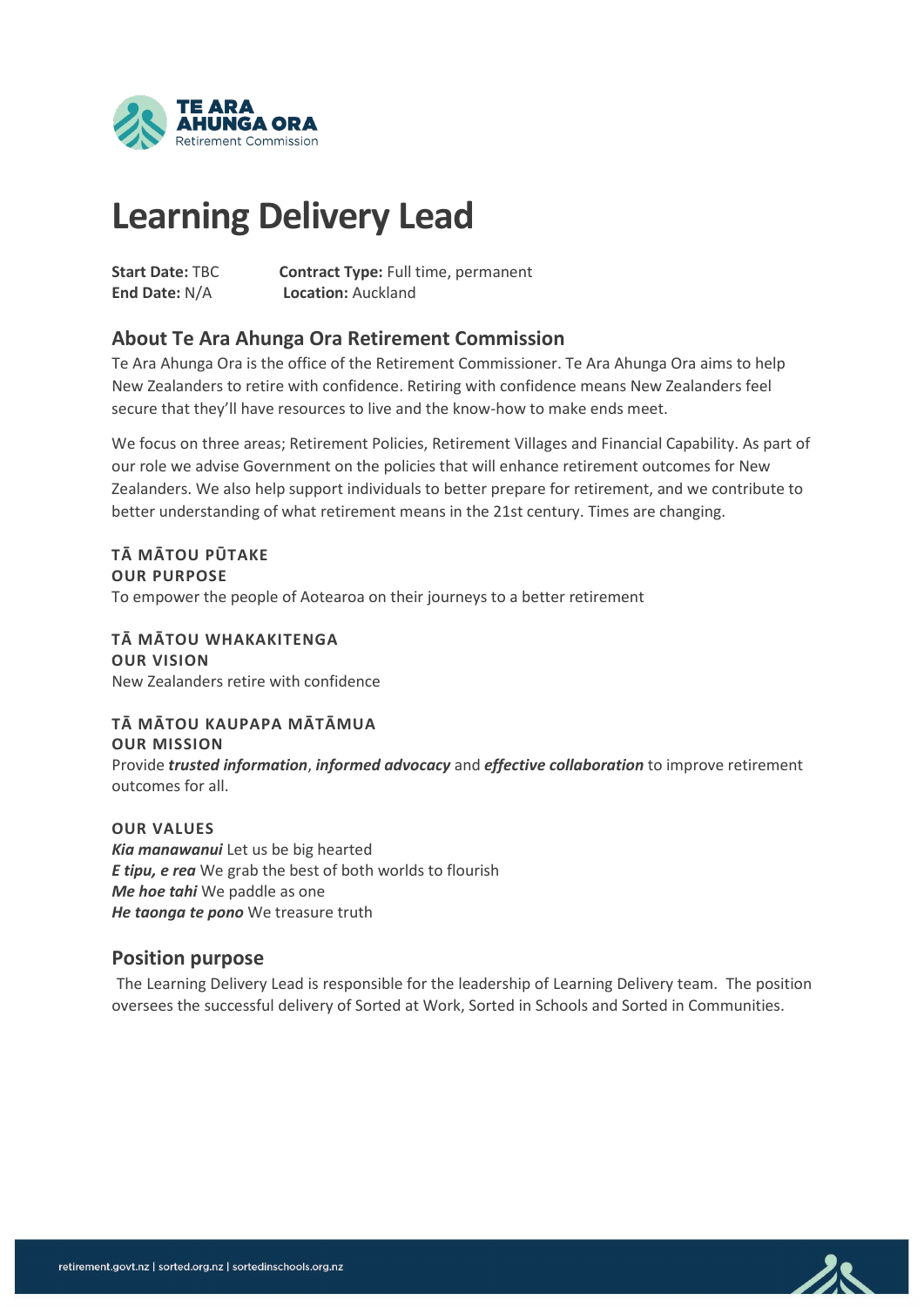# Learning Delivery Lead

**Start Date:** TBC **Contract Type:** Full time, permanent
**End Date:** N/A **Location:** Auckland

## About Te Ara Ahunga Ora Retirement Commission

Te Ara Ahunga Ora is the office of the Retirement Commissioner. Te Ara Ahunga Ora aims to help New Zealanders to retire with confidence. Retiring with confidence means New Zealanders feel secure that they'll have resources to live and the know-how to make ends meet.

We focus on three areas; Retirement Policies, Retirement Villages and Financial Capability. As part of our role we advise Government on the policies that will enhance retirement outcomes for New Zealanders. We also help support individuals to better prepare for retirement, and we contribute to better understanding of what retirement means in the 21st century. Times are changing.

**TĀ MĀTOU PŪTAKE**
**OUR PURPOSE**
To empower the people of Aotearoa on their journeys to a better retirement

**TĀ MĀTOU WHAKAKITENGA**
**OUR VISION**
New Zealanders retire with confidence

**TĀ MĀTOU KAUPAPA MĀTĀMUA**
**OUR MISSION**
Provide ***trusted information***, ***informed advocacy*** and ***effective collaboration*** to improve retirement outcomes for all.

**OUR VALUES**
***Kia manawanui*** Let us be big hearted
***E tipu, e rea*** We grab the best of both worlds to flourish
***Me hoe tahi*** We paddle as one
***He taonga te pono*** We treasure truth

## Position purpose

The Learning Delivery Lead is responsible for the leadership of Learning Delivery team. The position oversees the successful delivery of Sorted at Work, Sorted in Schools and Sorted in Communities.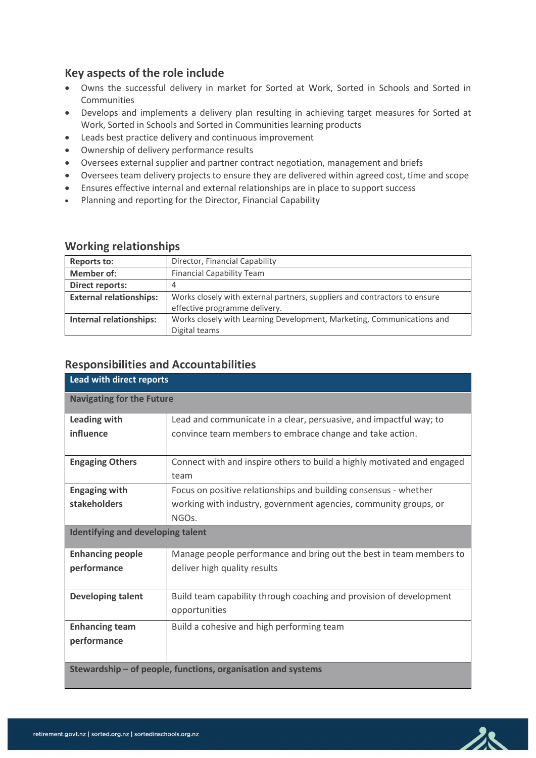## Key aspects of the role include

- Owns the successful delivery in market for Sorted at Work, Sorted in Schools and Sorted in Communities
- Develops and implements a delivery plan resulting in achieving target measures for Sorted at Work, Sorted in Schools and Sorted in Communities learning products
- Leads best practice delivery and continuous improvement
- Ownership of delivery performance results
- Oversees external supplier and partner contract negotiation, management and briefs
- Oversees team delivery projects to ensure they are delivered within agreed cost, time and scope
- Ensures effective internal and external relationships are in place to support success
- Planning and reporting for the Director, Financial Capability

## Working relationships

| | |
|---|---|
| **Reports to:** | Director, Financial Capability |
| **Member of:** | Financial Capability Team |
| **Direct reports:** | 4 |
| **External relationships:** | Works closely with external partners, suppliers and contractors to ensure effective programme delivery. |
| **Internal relationships:** | Works closely with Learning Development, Marketing, Communications and Digital teams |

## Responsibilities and Accountabilities

| **Lead with direct reports** | |
|---|---|
| **Navigating for the Future** | |
| **Leading with influence** | Lead and communicate in a clear, persuasive, and impactful way; to convince team members to embrace change and take action. |
| **Engaging Others** | Connect with and inspire others to build a highly motivated and engaged team |
| **Engaging with stakeholders** | Focus on positive relationships and building consensus - whether working with industry, government agencies, community groups, or NGOs. |
| **Identifying and developing talent** | |
| **Enhancing people performance** | Manage people performance and bring out the best in team members to deliver high quality results |
| **Developing talent** | Build team capability through coaching and provision of development opportunities |
| **Enhancing team performance** | Build a cohesive and high performing team |
| **Stewardship – of people, functions, organisation and systems** | |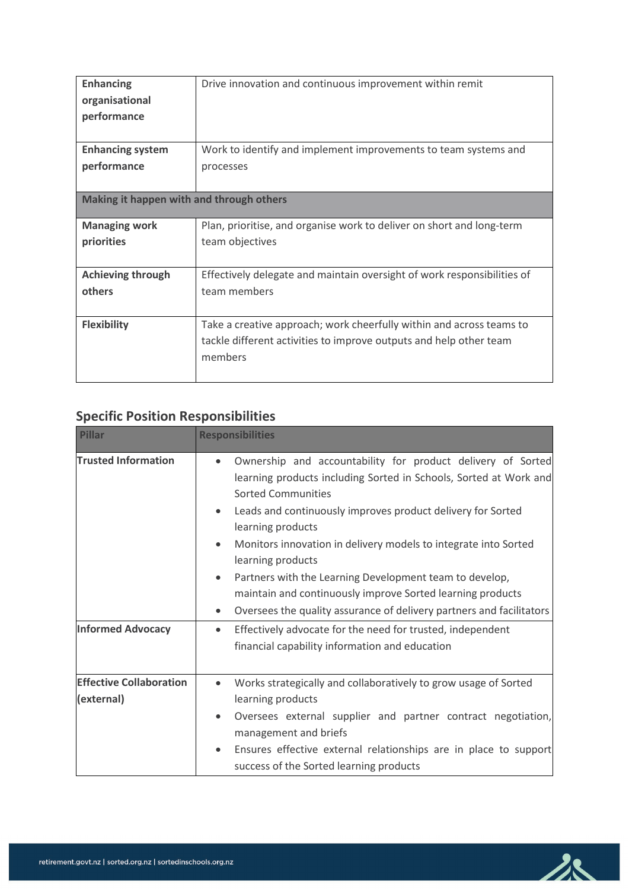| | |
|---|---|
| **Enhancing organisational performance** | Drive innovation and continuous improvement within remit |
| **Enhancing system performance** | Work to identify and implement improvements to team systems and processes |
| **Making it happen with and through others** | |
| **Managing work priorities** | Plan, prioritise, and organise work to deliver on short and long-term team objectives |
| **Achieving through others** | Effectively delegate and maintain oversight of work responsibilities of team members |
| **Flexibility** | Take a creative approach; work cheerfully within and across teams to tackle different activities to improve outputs and help other team members |

## Specific Position Responsibilities

| Pillar | Responsibilities |
|---|---|
| **Trusted Information** | • Ownership and accountability for product delivery of Sorted learning products including Sorted in Schools, Sorted at Work and Sorted Communities<br>• Leads and continuously improves product delivery for Sorted learning products<br>• Monitors innovation in delivery models to integrate into Sorted learning products<br>• Partners with the Learning Development team to develop, maintain and continuously improve Sorted learning products<br>• Oversees the quality assurance of delivery partners and facilitators |
| **Informed Advocacy** | • Effectively advocate for the need for trusted, independent financial capability information and education |
| **Effective Collaboration (external)** | • Works strategically and collaboratively to grow usage of Sorted learning products<br>• Oversees external supplier and partner contract negotiation, management and briefs<br>• Ensures effective external relationships are in place to support success of the Sorted learning products |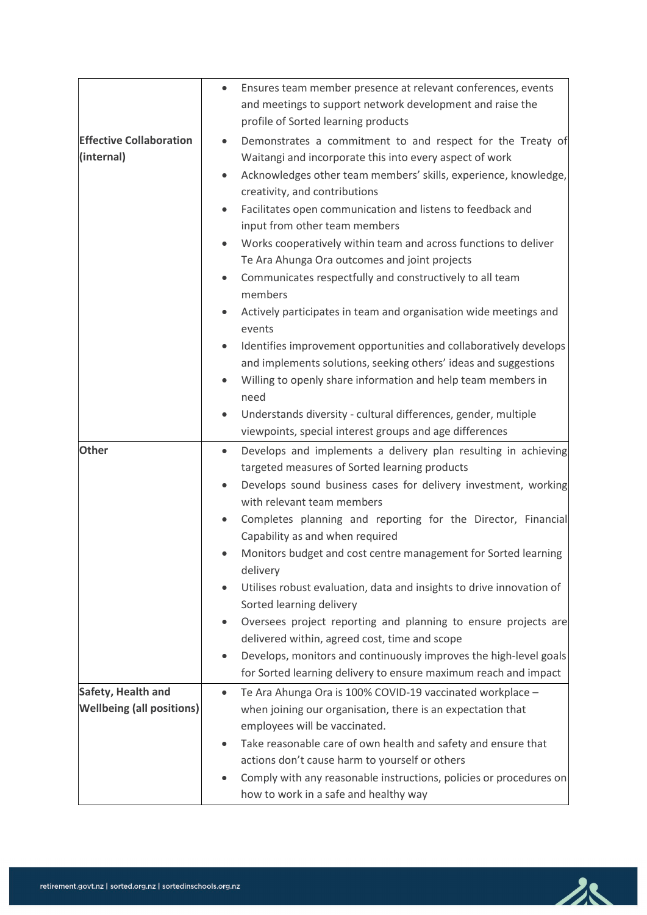| | |
|---|---|
| | • Ensures team member presence at relevant conferences, events and meetings to support network development and raise the profile of Sorted learning products |
| **Effective Collaboration (internal)** | • Demonstrates a commitment to and respect for the Treaty of Waitangi and incorporate this into every aspect of work<br>• Acknowledges other team members' skills, experience, knowledge, creativity, and contributions<br>• Facilitates open communication and listens to feedback and input from other team members<br>• Works cooperatively within team and across functions to deliver Te Ara Ahunga Ora outcomes and joint projects<br>• Communicates respectfully and constructively to all team members<br>• Actively participates in team and organisation wide meetings and events<br>• Identifies improvement opportunities and collaboratively develops and implements solutions, seeking others' ideas and suggestions<br>• Willing to openly share information and help team members in need<br>• Understands diversity - cultural differences, gender, multiple viewpoints, special interest groups and age differences |
| **Other** | • Develops and implements a delivery plan resulting in achieving targeted measures of Sorted learning products<br>• Develops sound business cases for delivery investment, working with relevant team members<br>• Completes planning and reporting for the Director, Financial Capability as and when required<br>• Monitors budget and cost centre management for Sorted learning delivery<br>• Utilises robust evaluation, data and insights to drive innovation of Sorted learning delivery<br>• Oversees project reporting and planning to ensure projects are delivered within, agreed cost, time and scope<br>• Develops, monitors and continuously improves the high-level goals for Sorted learning delivery to ensure maximum reach and impact |
| **Safety, Health and Wellbeing (all positions)** | • Te Ara Ahunga Ora is 100% COVID-19 vaccinated workplace – when joining our organisation, there is an expectation that employees will be vaccinated.<br>• Take reasonable care of own health and safety and ensure that actions don't cause harm to yourself or others<br>• Comply with any reasonable instructions, policies or procedures on how to work in a safe and healthy way |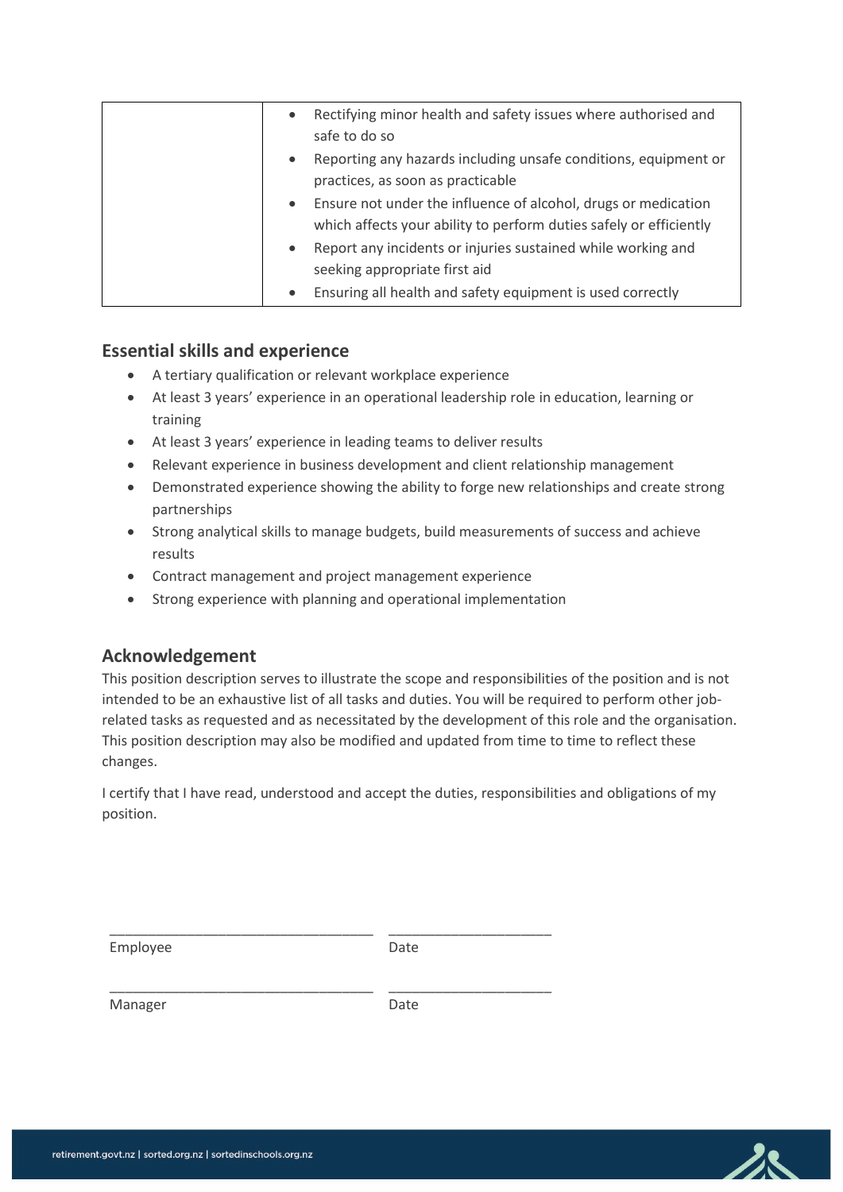| | |
|---|---|
| | • Rectifying minor health and safety issues where authorised and safe to do so<br>• Reporting any hazards including unsafe conditions, equipment or practices, as soon as practicable<br>• Ensure not under the influence of alcohol, drugs or medication which affects your ability to perform duties safely or efficiently<br>• Report any incidents or injuries sustained while working and seeking appropriate first aid<br>• Ensuring all health and safety equipment is used correctly |

## Essential skills and experience

- A tertiary qualification or relevant workplace experience
- At least 3 years' experience in an operational leadership role in education, learning or training
- At least 3 years' experience in leading teams to deliver results
- Relevant experience in business development and client relationship management
- Demonstrated experience showing the ability to forge new relationships and create strong partnerships
- Strong analytical skills to manage budgets, build measurements of success and achieve results
- Contract management and project management experience
- Strong experience with planning and operational implementation

## Acknowledgement

This position description serves to illustrate the scope and responsibilities of the position and is not intended to be an exhaustive list of all tasks and duties. You will be required to perform other job-related tasks as requested and as necessitated by the development of this role and the organisation. This position description may also be modified and updated from time to time to reflect these changes.

I certify that I have read, understood and accept the duties, responsibilities and obligations of my position.

\_\_\_\_\_\_\_\_\_\_\_\_\_\_\_\_\_\_\_\_\_\_\_\_\_\_\_\_\_\_\_\_\_\_ \_\_\_\_\_\_\_\_\_\_\_\_\_\_\_\_\_\_\_\_\_

Employee Date

\_\_\_\_\_\_\_\_\_\_\_\_\_\_\_\_\_\_\_\_\_\_\_\_\_\_\_\_\_\_\_\_\_\_ \_\_\_\_\_\_\_\_\_\_\_\_\_\_\_\_\_\_\_\_\_

Manager Date